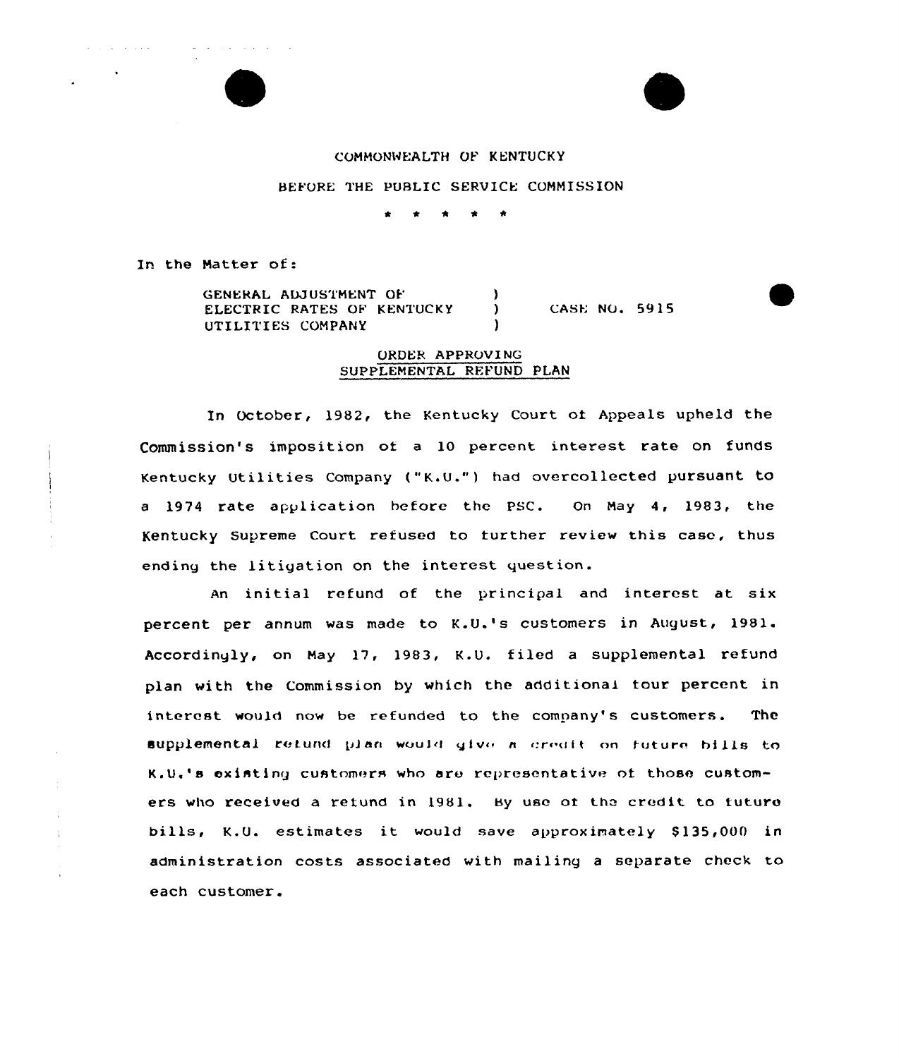COMMONWEALTH OF KENTUCKY

BEFORE THE PUBLIC SERVICE COMMISSION

\* \* \* \* \*

In the Matter of:

GENERAL ADJUSTMENT OF ELECTRIC RATES OF KENTUCKY UTILITIES COMPANY ) CASE NO. 5915

ORDER APPROVING SUPPLEMENTAL REFUND PLAN

In October, 1982, the Kentucky Court of Appeals upheld the Commission's imposition of a 10 percent interest rate on funds Kentucky Utilities Company ("K.U.") had overcollected pursuant to a 1974 rate application before the PSC. On May 4, 1983, the Kentucky Supreme Court refused to further review this case, thus ending the litigation on the interest question.

An initial refund of the principal and interest at six percent per annum was made to K.U.'s customers in August, 1981. Accordingly, on May 17, 1983, K.U. filed a supplemental refund plan with the Commission by which the additional four percent in interest would now be refunded to the company's customers. The supplemental refund plan would give a credit on future bills to K.U.'s existing customers who are representative of those customers who received a refund in 1981. By use of the credit to future bills, K.U. estimates it would save approximately $135,000 in administration costs associated with mailing a separate check to each customer.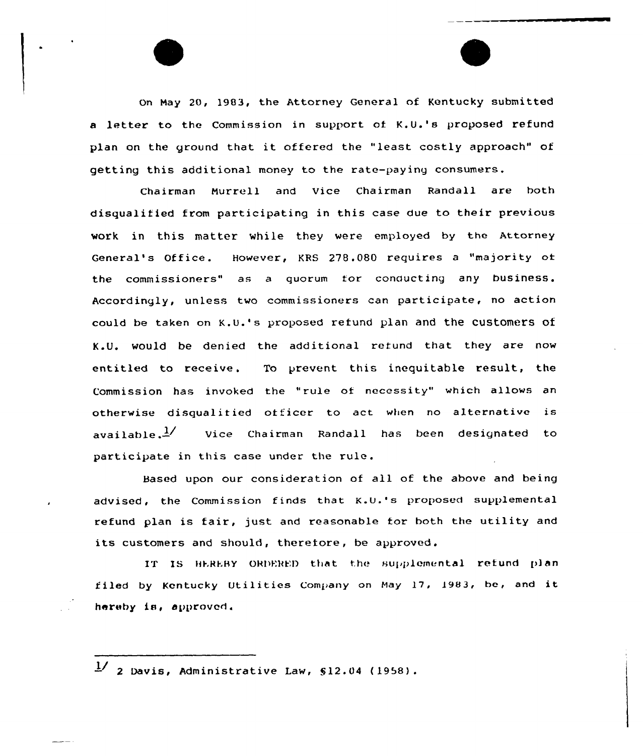On May 20, 1983, the Attorney General of Kentucky submitted a letter to the Commission in support of K.U.'s proposed refund plan on the ground that it offered the "least costly approach" of getting this additional money to the rate-paying consumers.

Chairman Murrell and Vice Chairman Randall are both disqualified from participating in this case due to their previous work in this matter while they were employed by the Attorney General's Office. However, KRS 278.080 requires a "majority of the commissioners" as a quorum for conducting any business. Accordingly, unless two commissioners can participate, no action could be taken on K.U.'s proposed refund plan and the customers of K.U. would be denied the additional refund that they are now entitled to receive. To prevent this inequitable result, the Commission has invoked the "rule of necessity" which allows an otherwise disqualified officer to act when no alternative is available.[1] Vice Chairman Randall has been designated to participate in this case under the rule.

Based upon our consideration of all of the above and being advised, the Commission finds that K.U.'s proposed supplemental refund plan is fair, just and reasonable for both the utility and its customers and should, therefore, be approved.

IT IS HEREBY ORDERED that the supplemental refund plan filed by Kentucky Utilities Company on May 17, 1983, be, and it hereby is, approved.

---

[1] 2 Davis, Administrative Law, §12.04 (1958).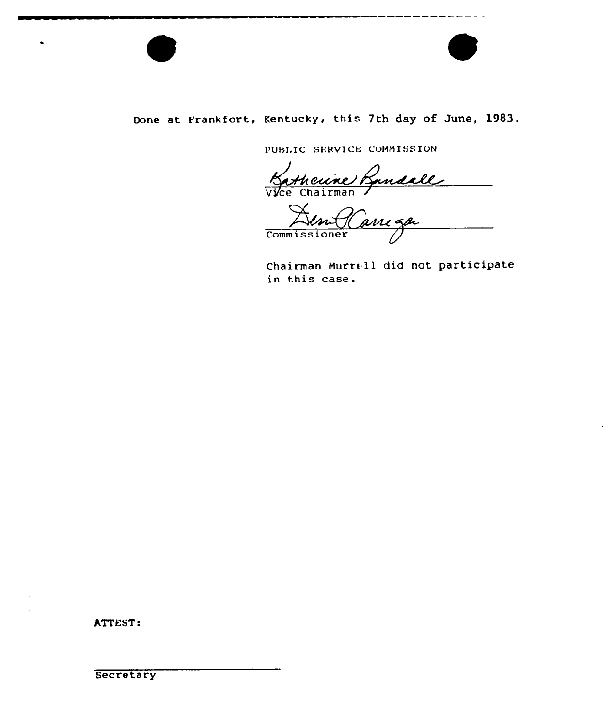Done at Frankfort, Kentucky, this 7th day of June, 1983.

PUBLIC SERVICE COMMISSION

Katherine Randall
Vice Chairman

Commissioner

Chairman Murrell did not participate in this case.

ATTEST:

Secretary